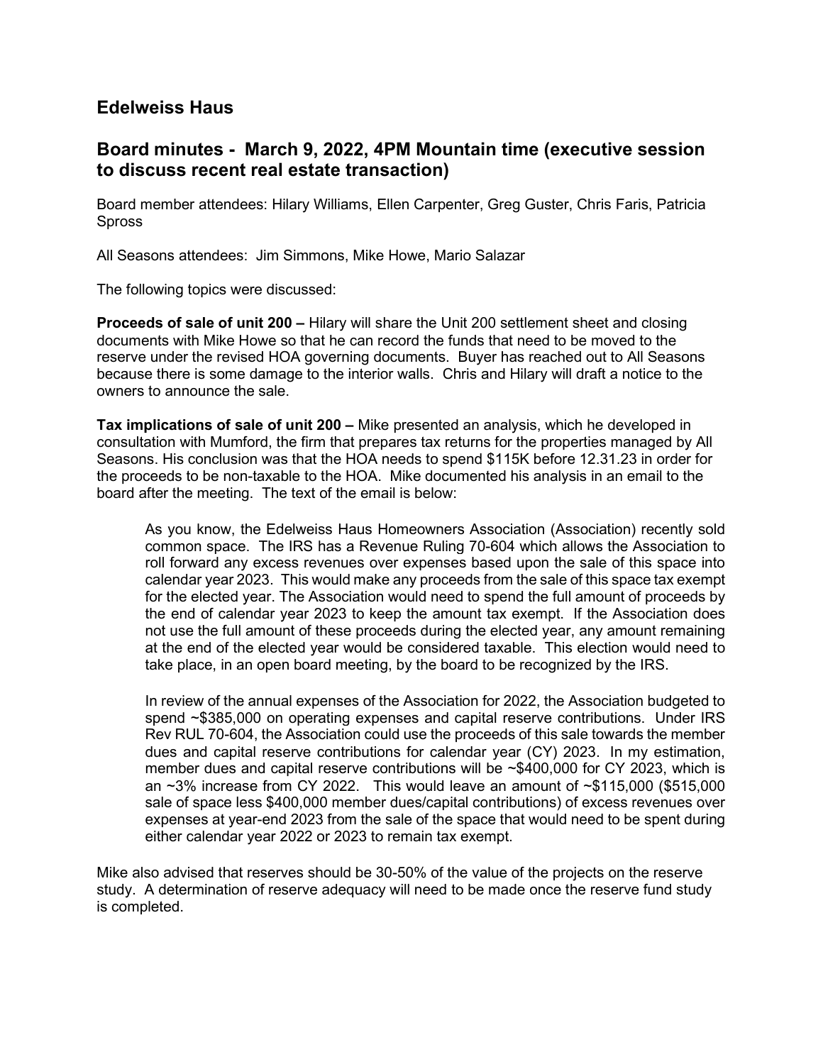## Edelweiss Haus

## Board minutes - March 9, 2022, 4PM Mountain time (executive session to discuss recent real estate transaction)

Board member attendees: Hilary Williams, Ellen Carpenter, Greg Guster, Chris Faris, Patricia Spross

All Seasons attendees: Jim Simmons, Mike Howe, Mario Salazar

The following topics were discussed:

**Proceeds of sale of unit 200 –** Hilary will share the Unit 200 settlement sheet and closing documents with Mike Howe so that he can record the funds that need to be moved to the reserve under the revised HOA governing documents. Buyer has reached out to All Seasons because there is some damage to the interior walls. Chris and Hilary will draft a notice to the owners to announce the sale.

**Tax implications of sale of unit 200 –** Mike presented an analysis, which he developed in consultation with Mumford, the firm that prepares tax returns for the properties managed by All Seasons. His conclusion was that the HOA needs to spend $115K before 12.31.23 in order for the proceeds to be non-taxable to the HOA. Mike documented his analysis in an email to the board after the meeting. The text of the email is below:

> As you know, the Edelweiss Haus Homeowners Association (Association) recently sold common space. The IRS has a Revenue Ruling 70-604 which allows the Association to roll forward any excess revenues over expenses based upon the sale of this space into calendar year 2023. This would make any proceeds from the sale of this space tax exempt for the elected year. The Association would need to spend the full amount of proceeds by the end of calendar year 2023 to keep the amount tax exempt. If the Association does not use the full amount of these proceeds during the elected year, any amount remaining at the end of the elected year would be considered taxable. This election would need to take place, in an open board meeting, by the board to be recognized by the IRS.
>
> In review of the annual expenses of the Association for 2022, the Association budgeted to spend ~$385,000 on operating expenses and capital reserve contributions. Under IRS Rev RUL 70-604, the Association could use the proceeds of this sale towards the member dues and capital reserve contributions for calendar year (CY) 2023. In my estimation, member dues and capital reserve contributions will be ~$400,000 for CY 2023, which is an ~3% increase from CY 2022. This would leave an amount of ~$115,000 ($515,000 sale of space less $400,000 member dues/capital contributions) of excess revenues over expenses at year-end 2023 from the sale of the space that would need to be spent during either calendar year 2022 or 2023 to remain tax exempt.

Mike also advised that reserves should be 30-50% of the value of the projects on the reserve study. A determination of reserve adequacy will need to be made once the reserve fund study is completed.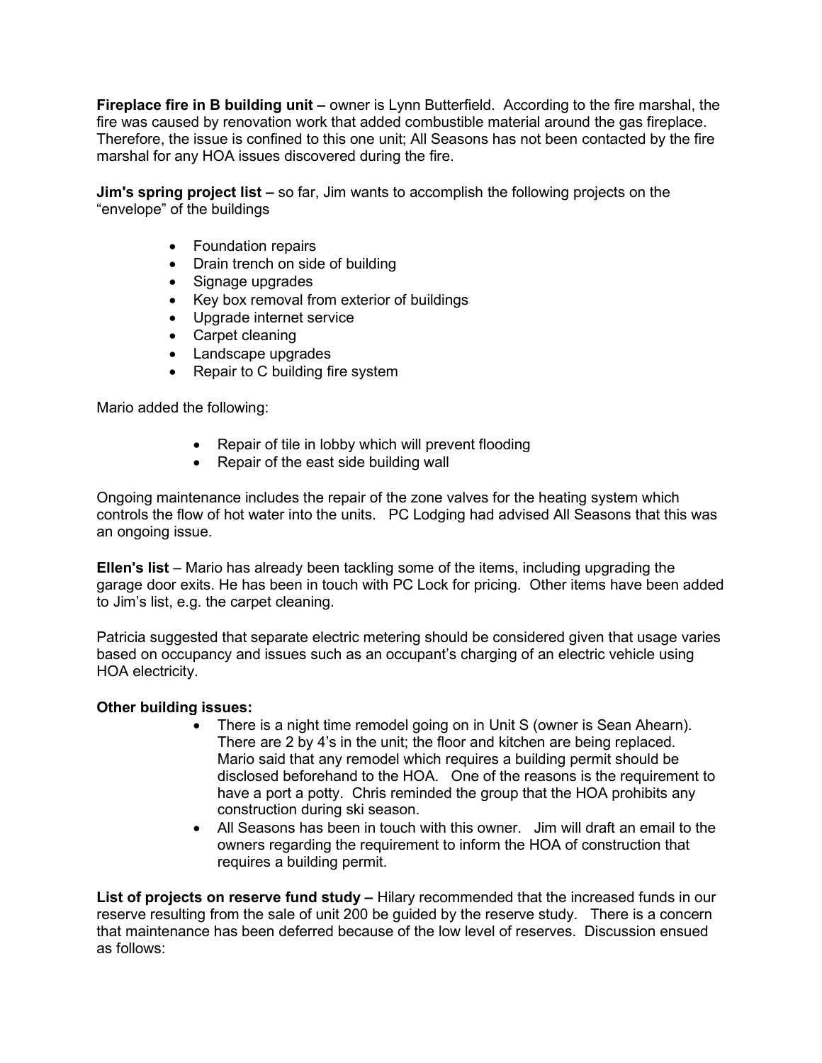**Fireplace fire in B building unit –** owner is Lynn Butterfield. According to the fire marshal, the fire was caused by renovation work that added combustible material around the gas fireplace. Therefore, the issue is confined to this one unit; All Seasons has not been contacted by the fire marshal for any HOA issues discovered during the fire.

**Jim's spring project list –** so far, Jim wants to accomplish the following projects on the "envelope" of the buildings

- Foundation repairs
- Drain trench on side of building
- Signage upgrades
- Key box removal from exterior of buildings
- Upgrade internet service
- Carpet cleaning
- Landscape upgrades
- Repair to C building fire system

Mario added the following:

- Repair of tile in lobby which will prevent flooding
- Repair of the east side building wall

Ongoing maintenance includes the repair of the zone valves for the heating system which controls the flow of hot water into the units. PC Lodging had advised All Seasons that this was an ongoing issue.

**Ellen's list** – Mario has already been tackling some of the items, including upgrading the garage door exits. He has been in touch with PC Lock for pricing. Other items have been added to Jim's list, e.g. the carpet cleaning.

Patricia suggested that separate electric metering should be considered given that usage varies based on occupancy and issues such as an occupant's charging of an electric vehicle using HOA electricity.

**Other building issues:**

- There is a night time remodel going on in Unit S (owner is Sean Ahearn). There are 2 by 4's in the unit; the floor and kitchen are being replaced. Mario said that any remodel which requires a building permit should be disclosed beforehand to the HOA. One of the reasons is the requirement to have a port a potty. Chris reminded the group that the HOA prohibits any construction during ski season.
- All Seasons has been in touch with this owner. Jim will draft an email to the owners regarding the requirement to inform the HOA of construction that requires a building permit.

**List of projects on reserve fund study –** Hilary recommended that the increased funds in our reserve resulting from the sale of unit 200 be guided by the reserve study. There is a concern that maintenance has been deferred because of the low level of reserves. Discussion ensued as follows: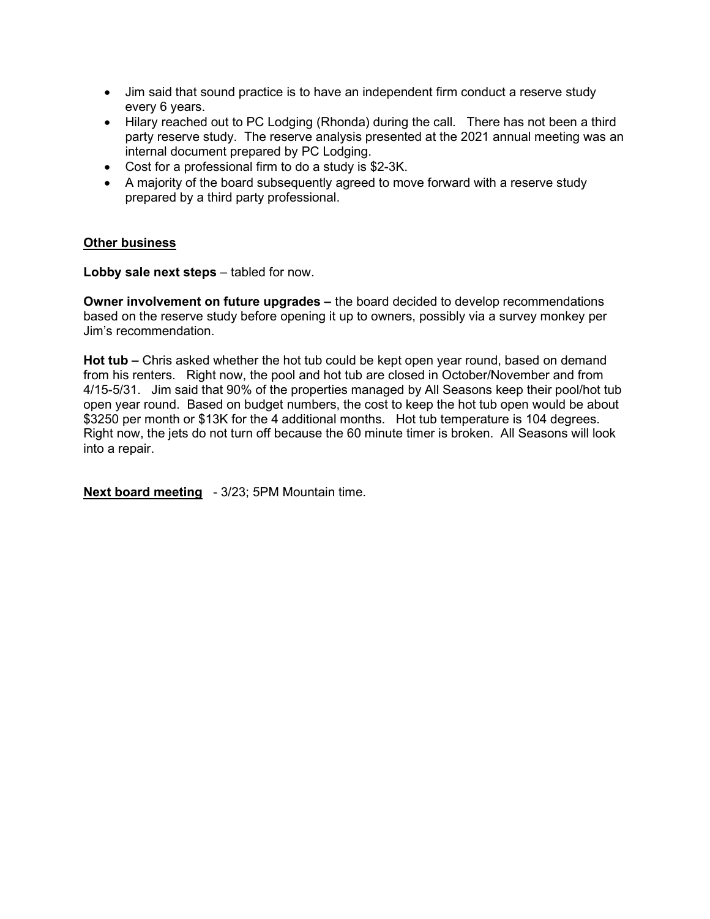- Jim said that sound practice is to have an independent firm conduct a reserve study every 6 years.
- Hilary reached out to PC Lodging (Rhonda) during the call. There has not been a third party reserve study. The reserve analysis presented at the 2021 annual meeting was an internal document prepared by PC Lodging.
- Cost for a professional firm to do a study is $2-3K.
- A majority of the board subsequently agreed to move forward with a reserve study prepared by a third party professional.

**Other business**

**Lobby sale next steps** – tabled for now.

**Owner involvement on future upgrades –** the board decided to develop recommendations based on the reserve study before opening it up to owners, possibly via a survey monkey per Jim's recommendation.

**Hot tub –** Chris asked whether the hot tub could be kept open year round, based on demand from his renters. Right now, the pool and hot tub are closed in October/November and from 4/15-5/31. Jim said that 90% of the properties managed by All Seasons keep their pool/hot tub open year round. Based on budget numbers, the cost to keep the hot tub open would be about $3250 per month or $13K for the 4 additional months. Hot tub temperature is 104 degrees. Right now, the jets do not turn off because the 60 minute timer is broken. All Seasons will look into a repair.

**Next board meeting** - 3/23; 5PM Mountain time.